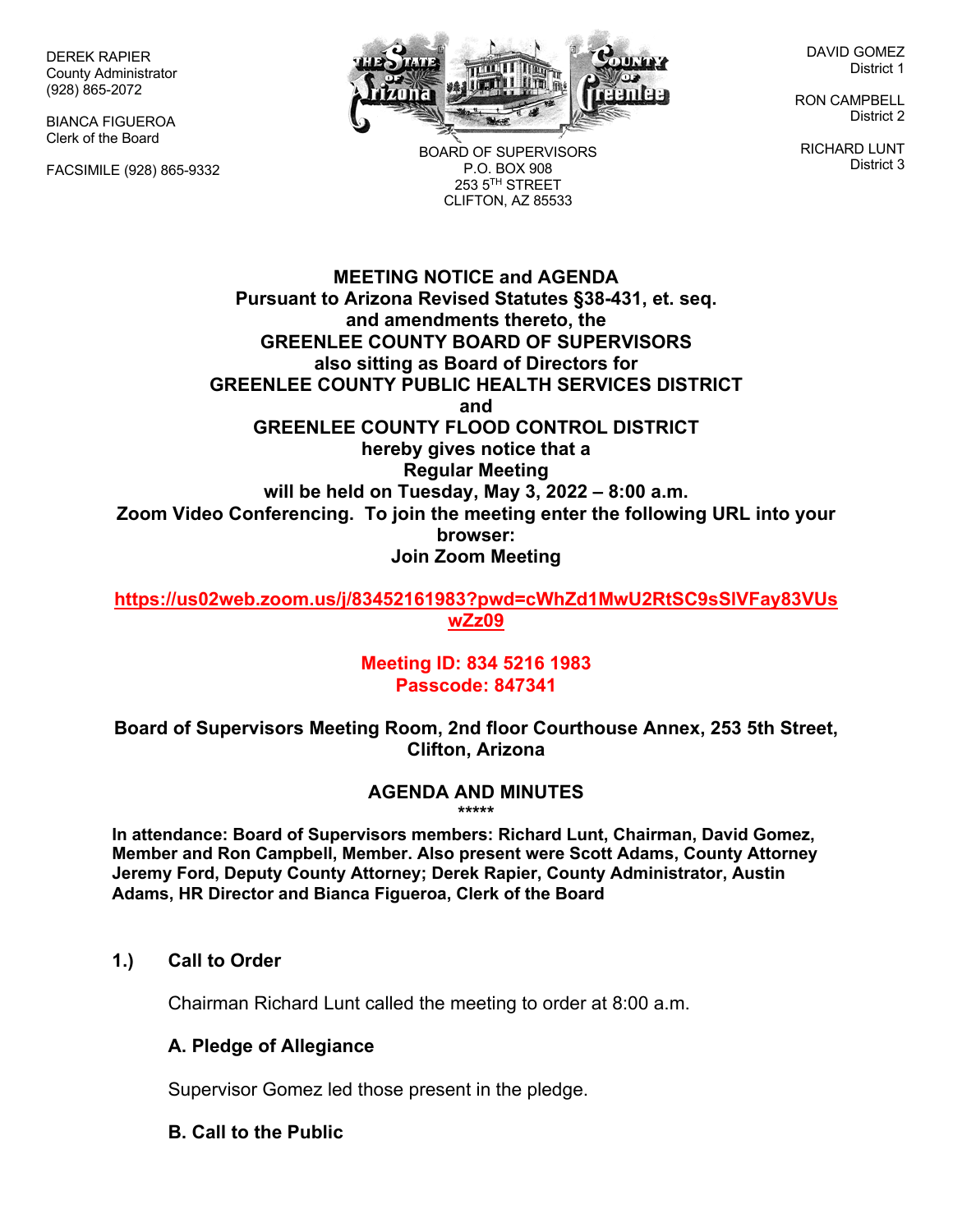DEREK RAPIER
County Administrator
(928) 865-2072

BIANCA FIGUEROA
Clerk of the Board

FACSIMILE (928) 865-9332

BOARD OF SUPERVISORS
P.O. BOX 908
253 5TH STREET
CLIFTON, AZ 85533

DAVID GOMEZ
District 1

RON CAMPBELL
District 2

RICHARD LUNT
District 3

**MEETING NOTICE and AGENDA**
**Pursuant to Arizona Revised Statutes §38-431, et. seq.**
**and amendments thereto, the**
**GREENLEE COUNTY BOARD OF SUPERVISORS**
**also sitting as Board of Directors for**
**GREENLEE COUNTY PUBLIC HEALTH SERVICES DISTRICT**
**and**
**GREENLEE COUNTY FLOOD CONTROL DISTRICT**
**hereby gives notice that a**
**Regular Meeting**
**will be held on Tuesday, May 3, 2022 – 8:00 a.m.**
**Zoom Video Conferencing. To join the meeting enter the following URL into your browser:**
**Join Zoom Meeting**

**https://us02web.zoom.us/j/83452161983?pwd=cWhZd1MwU2RtSC9sSlVFay83VUswZz09**

**Meeting ID: 834 5216 1983**
**Passcode: 847341**

**Board of Supervisors Meeting Room, 2nd floor Courthouse Annex, 253 5th Street, Clifton, Arizona**

## AGENDA AND MINUTES

*****

**In attendance: Board of Supervisors members: Richard Lunt, Chairman, David Gomez, Member and Ron Campbell, Member. Also present were Scott Adams, County Attorney Jeremy Ford, Deputy County Attorney; Derek Rapier, County Administrator, Austin Adams, HR Director and Bianca Figueroa, Clerk of the Board**

### 1.) Call to Order

Chairman Richard Lunt called the meeting to order at 8:00 a.m.

**A. Pledge of Allegiance**

Supervisor Gomez led those present in the pledge.

**B. Call to the Public**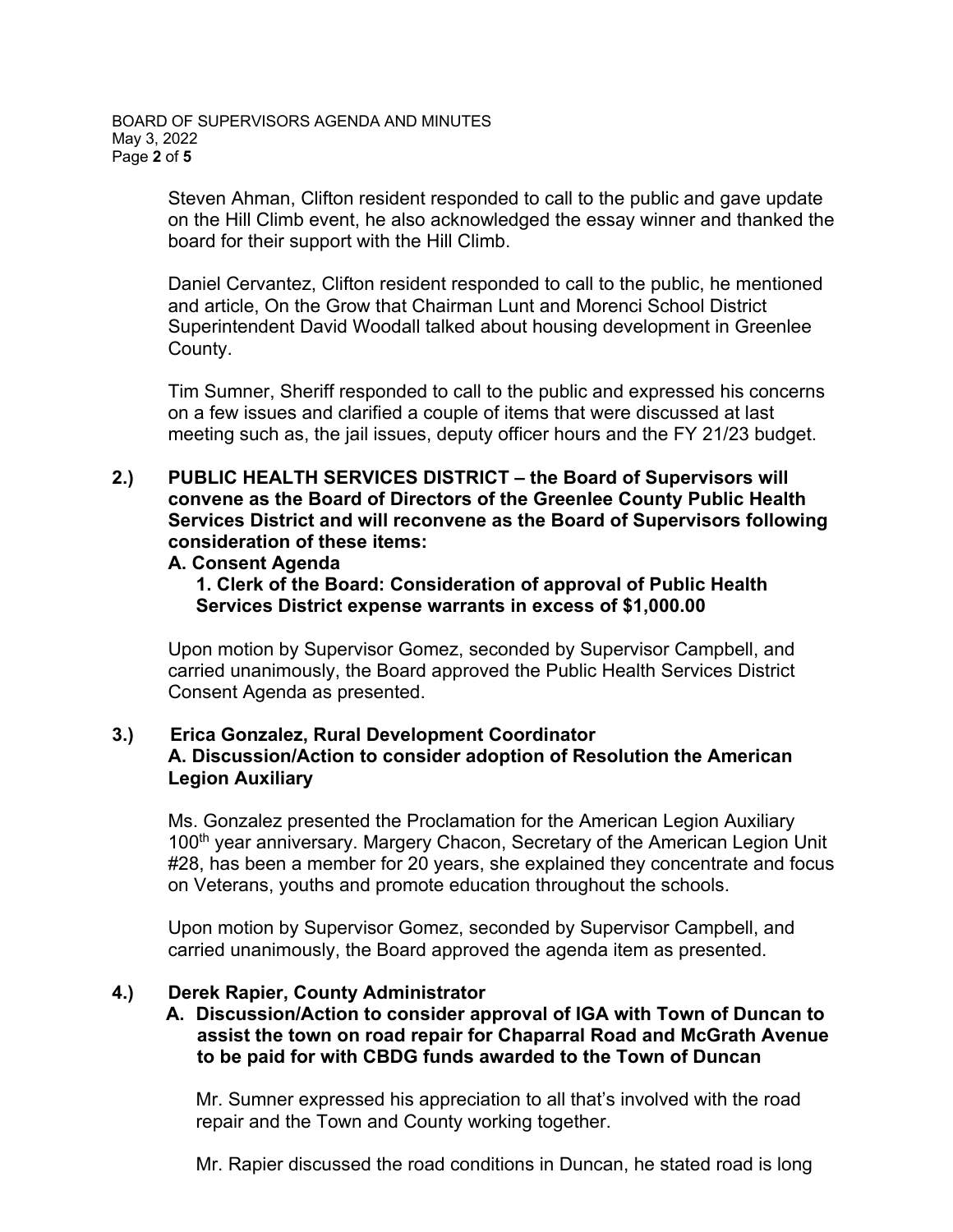Steven Ahman, Clifton resident responded to call to the public and gave update on the Hill Climb event, he also acknowledged the essay winner and thanked the board for their support with the Hill Climb.

Daniel Cervantez, Clifton resident responded to call to the public, he mentioned and article, On the Grow that Chairman Lunt and Morenci School District Superintendent David Woodall talked about housing development in Greenlee County.

Tim Sumner, Sheriff responded to call to the public and expressed his concerns on a few issues and clarified a couple of items that were discussed at last meeting such as, the jail issues, deputy officer hours and the FY 21/23 budget.

**2.) PUBLIC HEALTH SERVICES DISTRICT – the Board of Supervisors will convene as the Board of Directors of the Greenlee County Public Health Services District and will reconvene as the Board of Supervisors following consideration of these items:**

**A. Consent Agenda**

**1. Clerk of the Board: Consideration of approval of Public Health Services District expense warrants in excess of $1,000.00**

Upon motion by Supervisor Gomez, seconded by Supervisor Campbell, and carried unanimously, the Board approved the Public Health Services District Consent Agenda as presented.

**3.) Erica Gonzalez, Rural Development Coordinator**

**A. Discussion/Action to consider adoption of Resolution the American Legion Auxiliary**

Ms. Gonzalez presented the Proclamation for the American Legion Auxiliary 100th year anniversary. Margery Chacon, Secretary of the American Legion Unit #28, has been a member for 20 years, she explained they concentrate and focus on Veterans, youths and promote education throughout the schools.

Upon motion by Supervisor Gomez, seconded by Supervisor Campbell, and carried unanimously, the Board approved the agenda item as presented.

**4.) Derek Rapier, County Administrator**

**A. Discussion/Action to consider approval of IGA with Town of Duncan to assist the town on road repair for Chaparral Road and McGrath Avenue to be paid for with CBDG funds awarded to the Town of Duncan**

Mr. Sumner expressed his appreciation to all that's involved with the road repair and the Town and County working together.

Mr. Rapier discussed the road conditions in Duncan, he stated road is long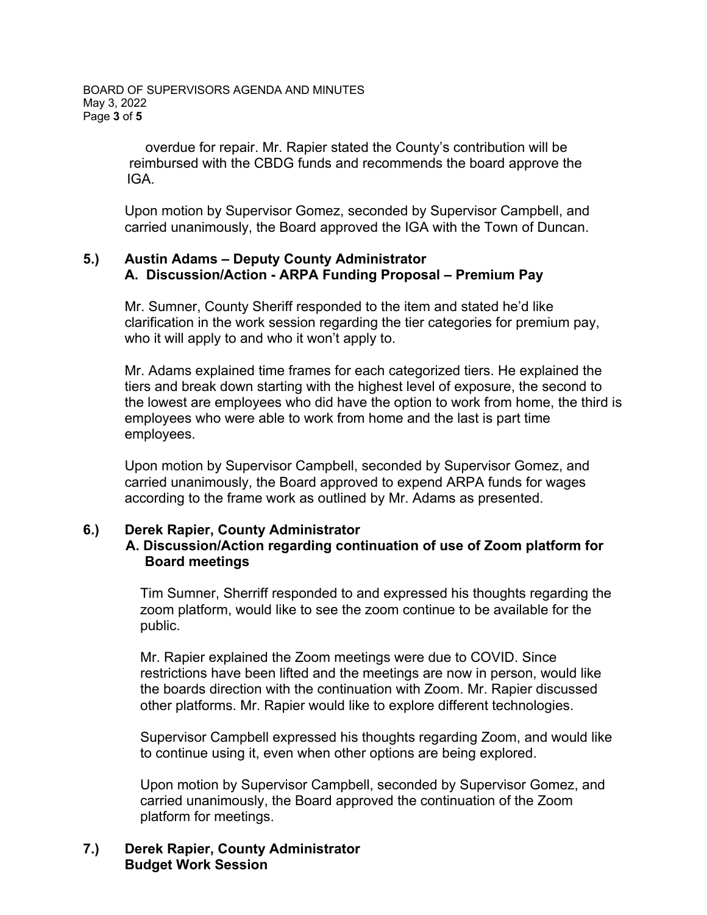overdue for repair. Mr. Rapier stated the County's contribution will be reimbursed with the CBDG funds and recommends the board approve the IGA.

Upon motion by Supervisor Gomez, seconded by Supervisor Campbell, and carried unanimously, the Board approved the IGA with the Town of Duncan.

**5.) Austin Adams – Deputy County Administrator**
**A. Discussion/Action - ARPA Funding Proposal – Premium Pay**

Mr. Sumner, County Sheriff responded to the item and stated he'd like clarification in the work session regarding the tier categories for premium pay, who it will apply to and who it won't apply to.

Mr. Adams explained time frames for each categorized tiers. He explained the tiers and break down starting with the highest level of exposure, the second to the lowest are employees who did have the option to work from home, the third is employees who were able to work from home and the last is part time employees.

Upon motion by Supervisor Campbell, seconded by Supervisor Gomez, and carried unanimously, the Board approved to expend ARPA funds for wages according to the frame work as outlined by Mr. Adams as presented.

**6.) Derek Rapier, County Administrator**
**A. Discussion/Action regarding continuation of use of Zoom platform for Board meetings**

Tim Sumner, Sherriff responded to and expressed his thoughts regarding the zoom platform, would like to see the zoom continue to be available for the public.

Mr. Rapier explained the Zoom meetings were due to COVID. Since restrictions have been lifted and the meetings are now in person, would like the boards direction with the continuation with Zoom. Mr. Rapier discussed other platforms. Mr. Rapier would like to explore different technologies.

Supervisor Campbell expressed his thoughts regarding Zoom, and would like to continue using it, even when other options are being explored.

Upon motion by Supervisor Campbell, seconded by Supervisor Gomez, and carried unanimously, the Board approved the continuation of the Zoom platform for meetings.

**7.) Derek Rapier, County Administrator**
**Budget Work Session**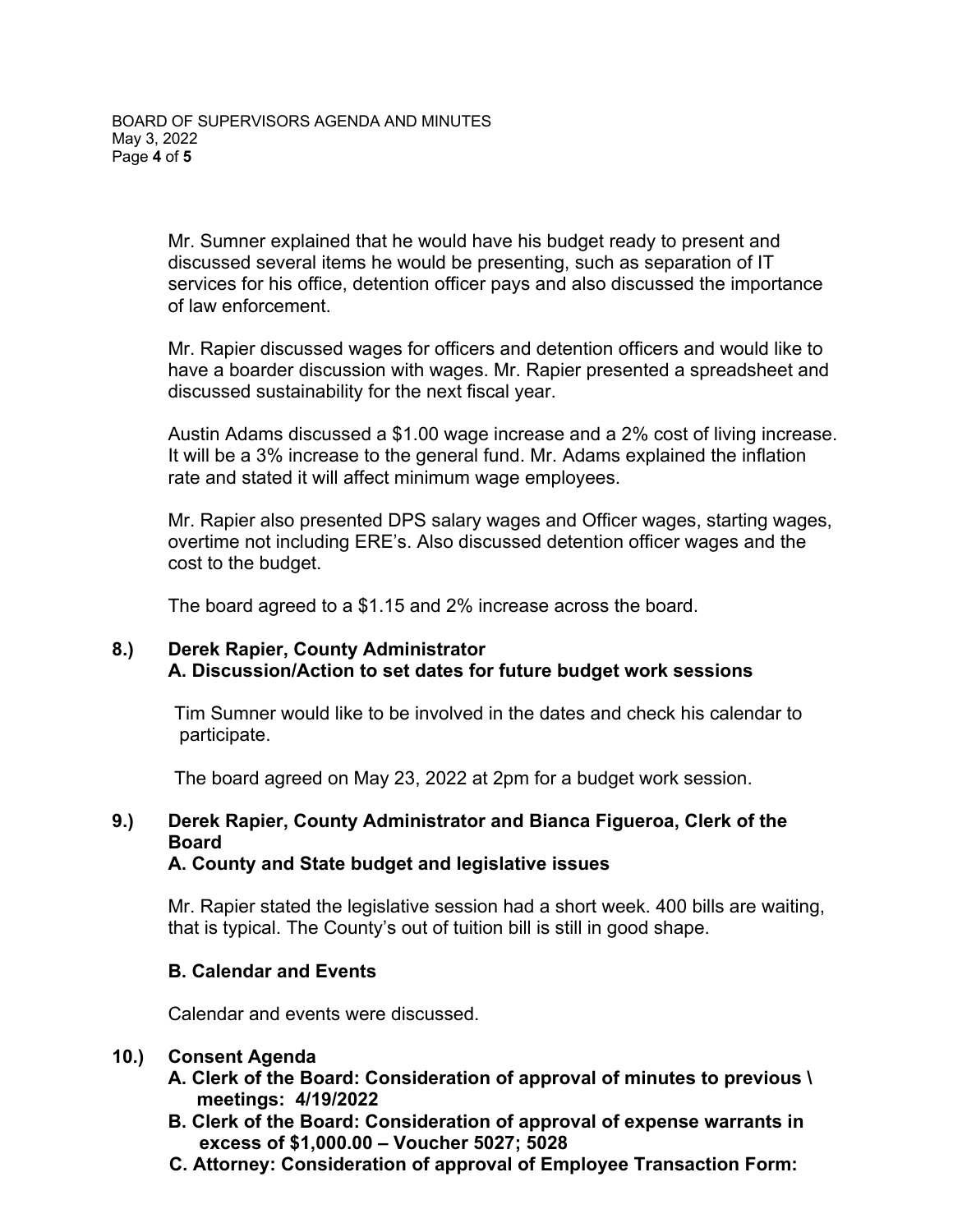Mr. Sumner explained that he would have his budget ready to present and discussed several items he would be presenting, such as separation of IT services for his office, detention officer pays and also discussed the importance of law enforcement.

Mr. Rapier discussed wages for officers and detention officers and would like to have a boarder discussion with wages. Mr. Rapier presented a spreadsheet and discussed sustainability for the next fiscal year.

Austin Adams discussed a $1.00 wage increase and a 2% cost of living increase. It will be a 3% increase to the general fund. Mr. Adams explained the inflation rate and stated it will affect minimum wage employees.

Mr. Rapier also presented DPS salary wages and Officer wages, starting wages, overtime not including ERE's. Also discussed detention officer wages and the cost to the budget.

The board agreed to a $1.15 and 2% increase across the board.

**8.) Derek Rapier, County Administrator**
**A. Discussion/Action to set dates for future budget work sessions**

Tim Sumner would like to be involved in the dates and check his calendar to participate.

The board agreed on May 23, 2022 at 2pm for a budget work session.

**9.) Derek Rapier, County Administrator and Bianca Figueroa, Clerk of the Board**
**A. County and State budget and legislative issues**

Mr. Rapier stated the legislative session had a short week. 400 bills are waiting, that is typical. The County's out of tuition bill is still in good shape.

**B. Calendar and Events**

Calendar and events were discussed.

**10.) Consent Agenda**
**A. Clerk of the Board: Consideration of approval of minutes to previous \ meetings: 4/19/2022**
**B. Clerk of the Board: Consideration of approval of expense warrants in excess of $1,000.00 – Voucher 5027; 5028**
**C. Attorney: Consideration of approval of Employee Transaction Form:**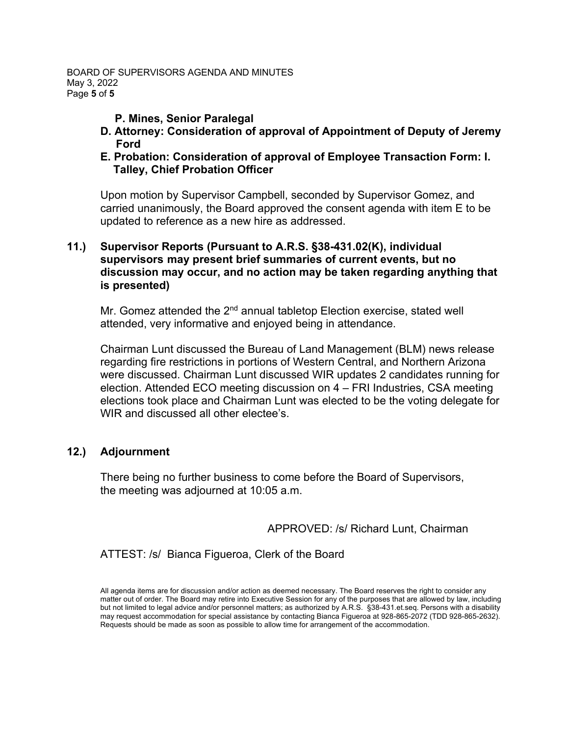**P. Mines, Senior Paralegal**

**D. Attorney: Consideration of approval of Appointment of Deputy of Jeremy Ford**

**E. Probation: Consideration of approval of Employee Transaction Form: I. Talley, Chief Probation Officer**

Upon motion by Supervisor Campbell, seconded by Supervisor Gomez, and carried unanimously, the Board approved the consent agenda with item E to be updated to reference as a new hire as addressed.

**11.) Supervisor Reports (Pursuant to A.R.S. §38-431.02(K), individual supervisors may present brief summaries of current events, but no discussion may occur, and no action may be taken regarding anything that is presented)**

Mr. Gomez attended the 2nd annual tabletop Election exercise, stated well attended, very informative and enjoyed being in attendance.

Chairman Lunt discussed the Bureau of Land Management (BLM) news release regarding fire restrictions in portions of Western Central, and Northern Arizona were discussed. Chairman Lunt discussed WIR updates 2 candidates running for election. Attended ECO meeting discussion on 4 – FRI Industries, CSA meeting elections took place and Chairman Lunt was elected to be the voting delegate for WIR and discussed all other electee's.

**12.) Adjournment**

There being no further business to come before the Board of Supervisors, the meeting was adjourned at 10:05 a.m.

APPROVED: /s/ Richard Lunt, Chairman

ATTEST: /s/ Bianca Figueroa, Clerk of the Board

All agenda items are for discussion and/or action as deemed necessary. The Board reserves the right to consider any matter out of order. The Board may retire into Executive Session for any of the purposes that are allowed by law, including but not limited to legal advice and/or personnel matters; as authorized by A.R.S. §38-431.et.seq. Persons with a disability may request accommodation for special assistance by contacting Bianca Figueroa at 928-865-2072 (TDD 928-865-2632). Requests should be made as soon as possible to allow time for arrangement of the accommodation.